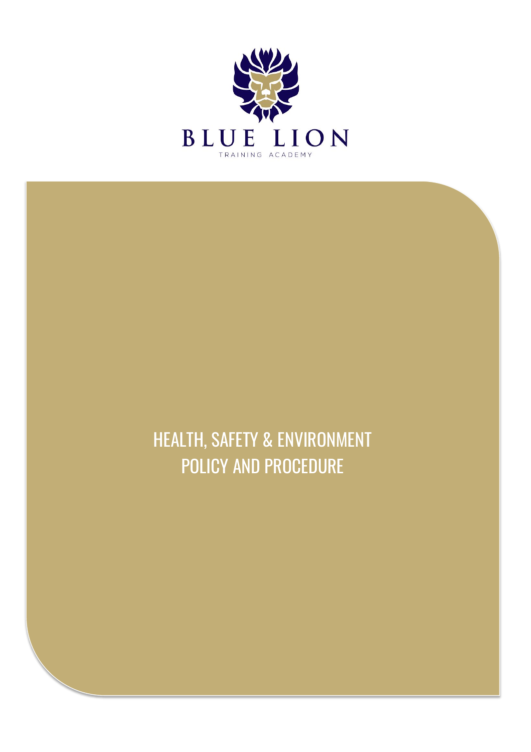BLUE LION

TRAINING ACADEMY

# HEALTH, SAFETY & ENVIRONMENT POLICY AND PROCEDURE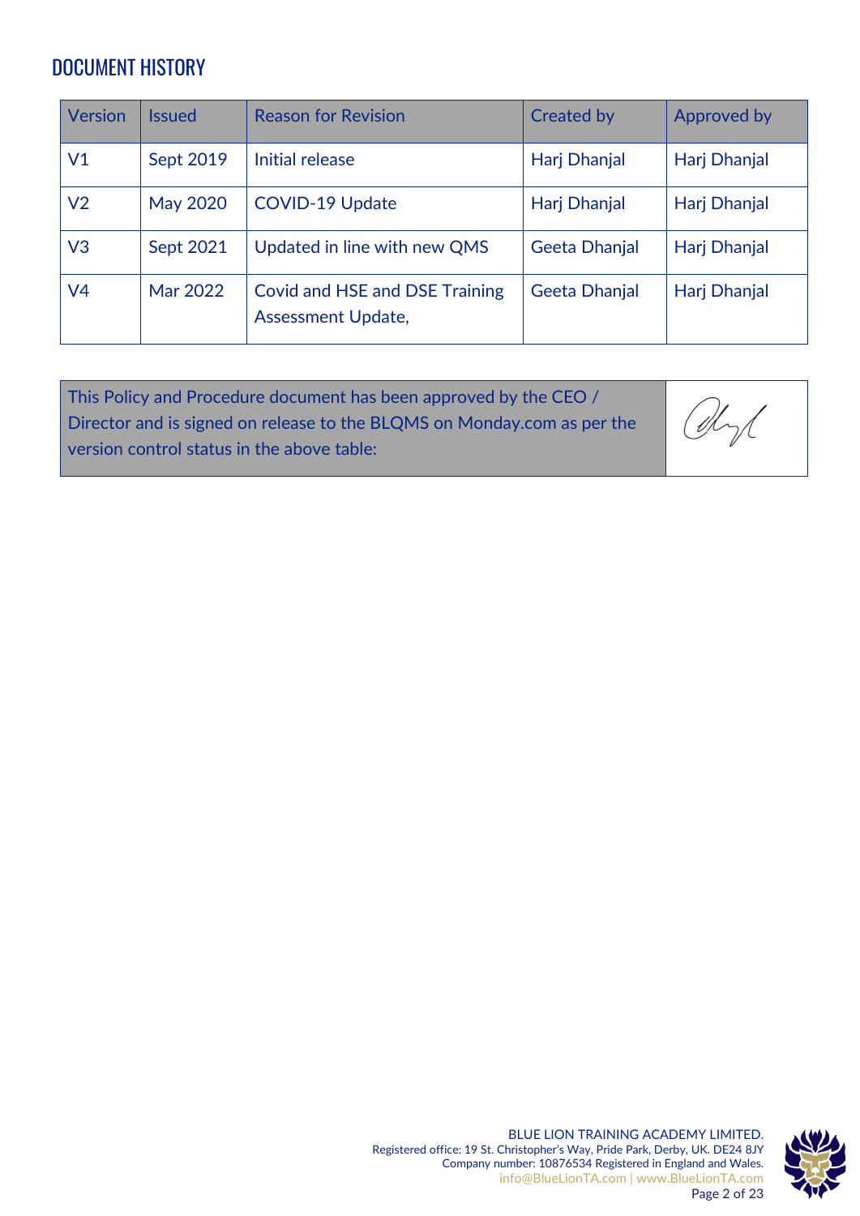## DOCUMENT HISTORY

| Version | Issued | Reason for Revision | Created by | Approved by |
|---|---|---|---|---|
| V1 | Sept 2019 | Initial release | Harj Dhanjal | Harj Dhanjal |
| V2 | May 2020 | COVID-19 Update | Harj Dhanjal | Harj Dhanjal |
| V3 | Sept 2021 | Updated in line with new QMS | Geeta Dhanjal | Harj Dhanjal |
| V4 | Mar 2022 | Covid and HSE and DSE Training Assessment Update, | Geeta Dhanjal | Harj Dhanjal |

| This Policy and Procedure document has been approved by the CEO / Director and is signed on release to the BLQMS on Monday.com as per the version control status in the above table: | |
|---|---|

BLUE LION TRAINING ACADEMY LIMITED.
Registered office: 19 St. Christopher's Way, Pride Park, Derby, UK. DE24 8JY
Company number: 10876534 Registered in England and Wales.
info@BlueLionTA.com | www.BlueLionTA.com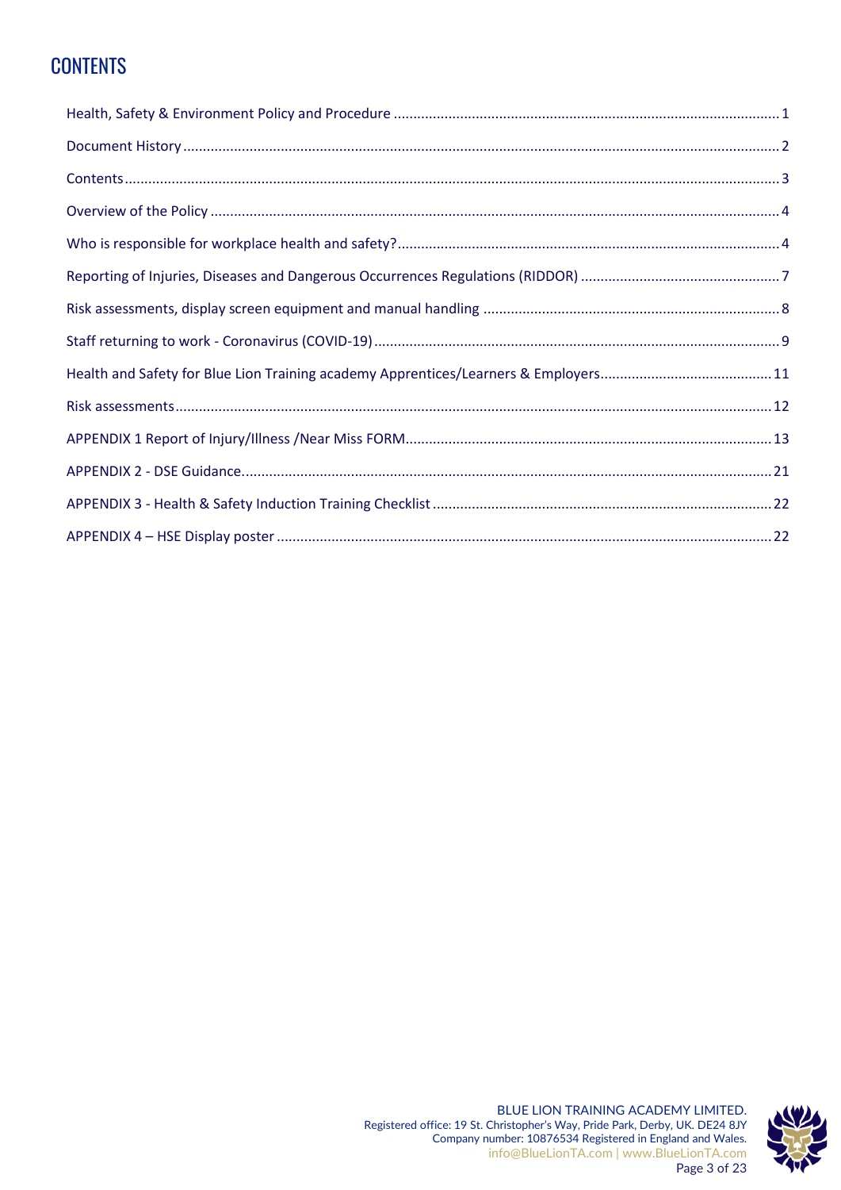# CONTENTS

Health, Safety & Environment Policy and Procedure ........................................................................................... 1

Document History ................................................................................................................................................ 2

Contents ............................................................................................................................................................... 3

Overview of the Policy ......................................................................................................................................... 4

Who is responsible for workplace health and safety? .......................................................................................... 4

Reporting of Injuries, Diseases and Dangerous Occurrences Regulations (RIDDOR) ............................................ 7

Risk assessments, display screen equipment and manual handling .................................................................... 8

Staff returning to work - Coronavirus (COVID-19) ................................................................................................ 9

Health and Safety for Blue Lion Training academy Apprentices/Learners & Employers ...................................... 11

Risk assessments ................................................................................................................................................ 12

APPENDIX 1 Report of Injury/Illness /Near Miss FORM ...................................................................................... 13

APPENDIX 2 - DSE Guidance ................................................................................................................................ 21

APPENDIX 3 - Health & Safety Induction Training Checklist ................................................................................ 22

APPENDIX 4 – HSE Display poster ....................................................................................................................... 22

BLUE LION TRAINING ACADEMY LIMITED.
Registered office: 19 St. Christopher's Way, Pride Park, Derby, UK. DE24 8JY
Company number: 10876534 Registered in England and Wales.
info@BlueLionTA.com | www.BlueLionTA.com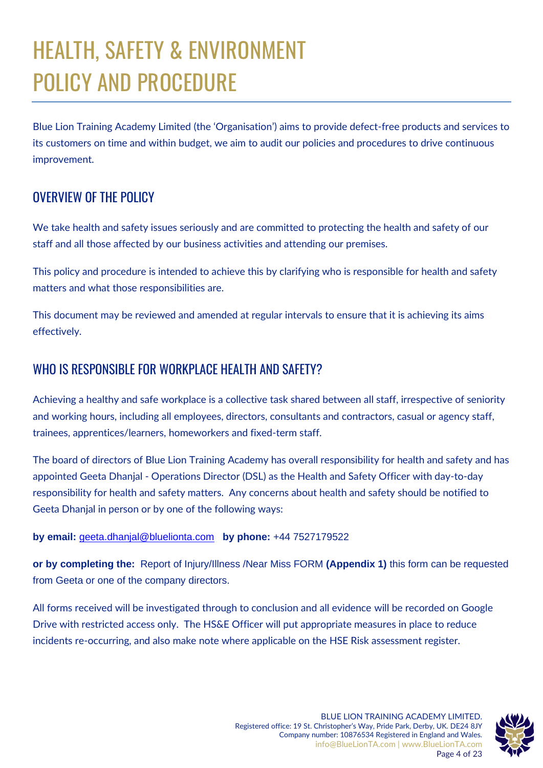# HEALTH, SAFETY & ENVIRONMENT POLICY AND PROCEDURE

Blue Lion Training Academy Limited (the 'Organisation') aims to provide defect-free products and services to its customers on time and within budget, we aim to audit our policies and procedures to drive continuous improvement.

## OVERVIEW OF THE POLICY

We take health and safety issues seriously and are committed to protecting the health and safety of our staff and all those affected by our business activities and attending our premises.

This policy and procedure is intended to achieve this by clarifying who is responsible for health and safety matters and what those responsibilities are.

This document may be reviewed and amended at regular intervals to ensure that it is achieving its aims effectively.

## WHO IS RESPONSIBLE FOR WORKPLACE HEALTH AND SAFETY?

Achieving a healthy and safe workplace is a collective task shared between all staff, irrespective of seniority and working hours, including all employees, directors, consultants and contractors, casual or agency staff, trainees, apprentices/learners, homeworkers and fixed-term staff.

The board of directors of Blue Lion Training Academy has overall responsibility for health and safety and has appointed Geeta Dhanjal - Operations Director (DSL) as the Health and Safety Officer with day-to-day responsibility for health and safety matters. Any concerns about health and safety should be notified to Geeta Dhanjal in person or by one of the following ways:

**by email:** geeta.dhanjal@bluelionta.com **by phone:** +44 7527179522

**or by completing the:** Report of Injury/Illness /Near Miss FORM **(Appendix 1)** this form can be requested from Geeta or one of the company directors.

All forms received will be investigated through to conclusion and all evidence will be recorded on Google Drive with restricted access only. The HS&E Officer will put appropriate measures in place to reduce incidents re-occurring, and also make note where applicable on the HSE Risk assessment register.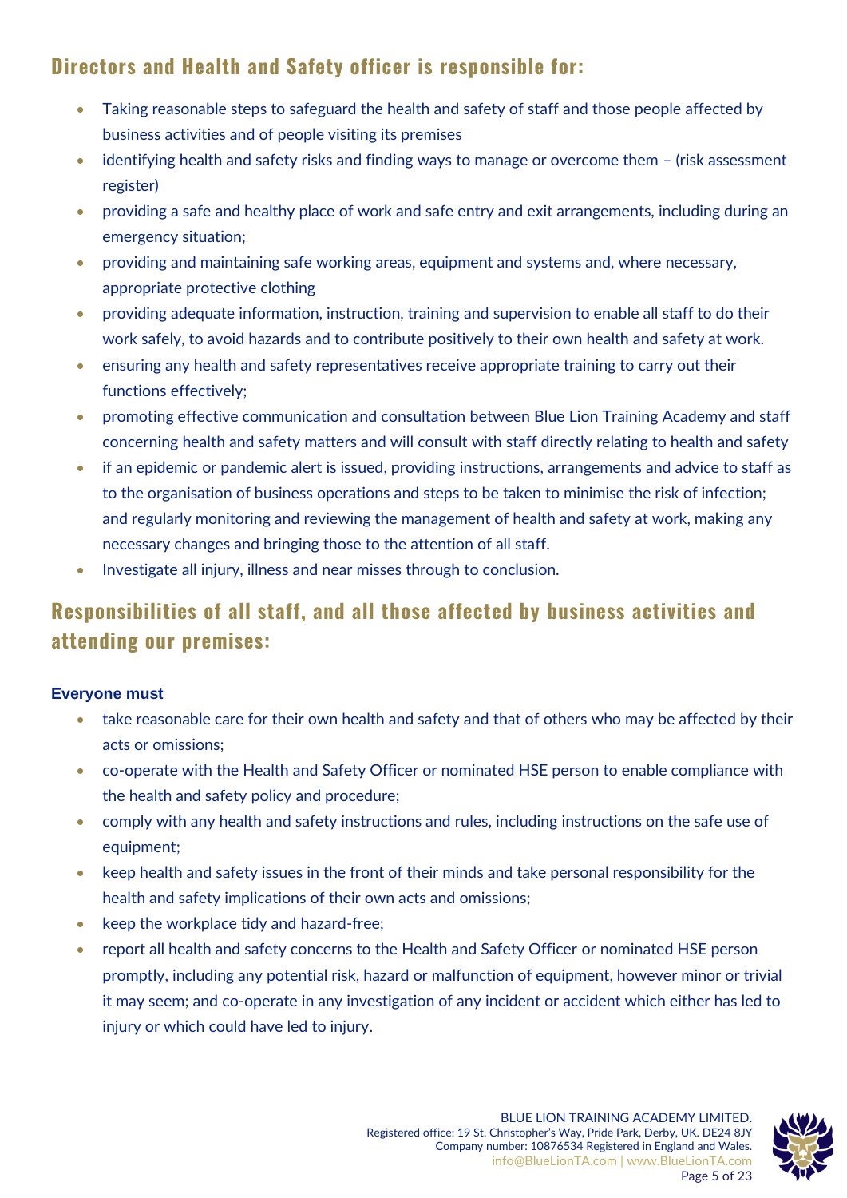## Directors and Health and Safety officer is responsible for:

- Taking reasonable steps to safeguard the health and safety of staff and those people affected by business activities and of people visiting its premises
- identifying health and safety risks and finding ways to manage or overcome them – (risk assessment register)
- providing a safe and healthy place of work and safe entry and exit arrangements, including during an emergency situation;
- providing and maintaining safe working areas, equipment and systems and, where necessary, appropriate protective clothing
- providing adequate information, instruction, training and supervision to enable all staff to do their work safely, to avoid hazards and to contribute positively to their own health and safety at work.
- ensuring any health and safety representatives receive appropriate training to carry out their functions effectively;
- promoting effective communication and consultation between Blue Lion Training Academy and staff concerning health and safety matters and will consult with staff directly relating to health and safety
- if an epidemic or pandemic alert is issued, providing instructions, arrangements and advice to staff as to the organisation of business operations and steps to be taken to minimise the risk of infection; and regularly monitoring and reviewing the management of health and safety at work, making any necessary changes and bringing those to the attention of all staff.
- Investigate all injury, illness and near misses through to conclusion.

## Responsibilities of all staff, and all those affected by business activities and attending our premises:

**Everyone must**

- take reasonable care for their own health and safety and that of others who may be affected by their acts or omissions;
- co-operate with the Health and Safety Officer or nominated HSE person to enable compliance with the health and safety policy and procedure;
- comply with any health and safety instructions and rules, including instructions on the safe use of equipment;
- keep health and safety issues in the front of their minds and take personal responsibility for the health and safety implications of their own acts and omissions;
- keep the workplace tidy and hazard-free;
- report all health and safety concerns to the Health and Safety Officer or nominated HSE person promptly, including any potential risk, hazard or malfunction of equipment, however minor or trivial it may seem; and co-operate in any investigation of any incident or accident which either has led to injury or which could have led to injury.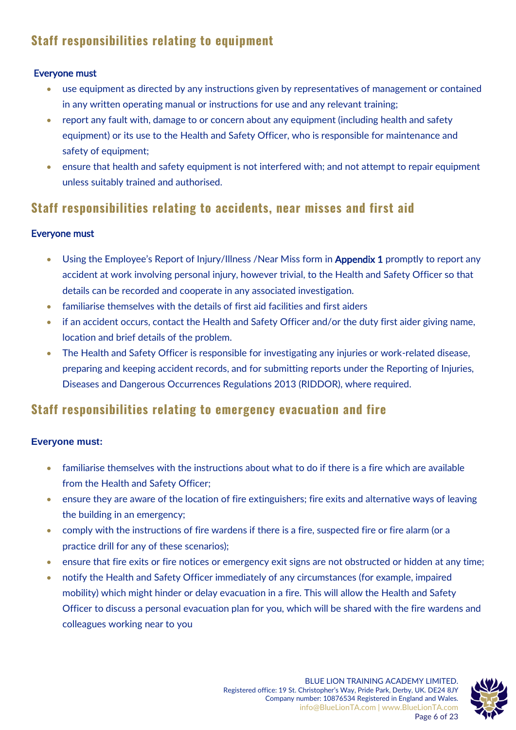## Staff responsibilities relating to equipment

**Everyone must**

- use equipment as directed by any instructions given by representatives of management or contained in any written operating manual or instructions for use and any relevant training;
- report any fault with, damage to or concern about any equipment (including health and safety equipment) or its use to the Health and Safety Officer, who is responsible for maintenance and safety of equipment;
- ensure that health and safety equipment is not interfered with; and not attempt to repair equipment unless suitably trained and authorised.

## Staff responsibilities relating to accidents, near misses and first aid

**Everyone must**

- Using the Employee's Report of Injury/Illness /Near Miss form in **Appendix 1** promptly to report any accident at work involving personal injury, however trivial, to the Health and Safety Officer so that details can be recorded and cooperate in any associated investigation.
- familiarise themselves with the details of first aid facilities and first aiders
- if an accident occurs, contact the Health and Safety Officer and/or the duty first aider giving name, location and brief details of the problem.
- The Health and Safety Officer is responsible for investigating any injuries or work-related disease, preparing and keeping accident records, and for submitting reports under the Reporting of Injuries, Diseases and Dangerous Occurrences Regulations 2013 (RIDDOR), where required.

## Staff responsibilities relating to emergency evacuation and fire

**Everyone must:**

- familiarise themselves with the instructions about what to do if there is a fire which are available from the Health and Safety Officer;
- ensure they are aware of the location of fire extinguishers; fire exits and alternative ways of leaving the building in an emergency;
- comply with the instructions of fire wardens if there is a fire, suspected fire or fire alarm (or a practice drill for any of these scenarios);
- ensure that fire exits or fire notices or emergency exit signs are not obstructed or hidden at any time;
- notify the Health and Safety Officer immediately of any circumstances (for example, impaired mobility) which might hinder or delay evacuation in a fire. This will allow the Health and Safety Officer to discuss a personal evacuation plan for you, which will be shared with the fire wardens and colleagues working near to you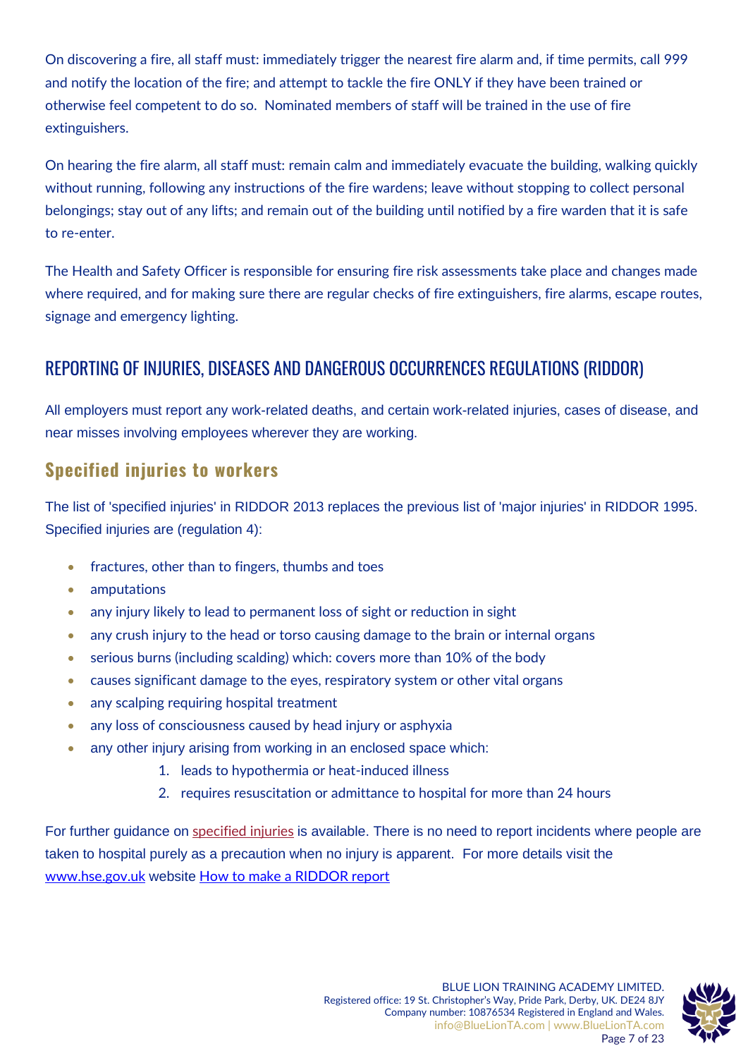On discovering a fire, all staff must: immediately trigger the nearest fire alarm and, if time permits, call 999 and notify the location of the fire; and attempt to tackle the fire ONLY if they have been trained or otherwise feel competent to do so. Nominated members of staff will be trained in the use of fire extinguishers.

On hearing the fire alarm, all staff must: remain calm and immediately evacuate the building, walking quickly without running, following any instructions of the fire wardens; leave without stopping to collect personal belongings; stay out of any lifts; and remain out of the building until notified by a fire warden that it is safe to re-enter.

The Health and Safety Officer is responsible for ensuring fire risk assessments take place and changes made where required, and for making sure there are regular checks of fire extinguishers, fire alarms, escape routes, signage and emergency lighting.

## REPORTING OF INJURIES, DISEASES AND DANGEROUS OCCURRENCES REGULATIONS (RIDDOR)

All employers must report any work-related deaths, and certain work-related injuries, cases of disease, and near misses involving employees wherever they are working.

### Specified injuries to workers

The list of 'specified injuries' in RIDDOR 2013 replaces the previous list of 'major injuries' in RIDDOR 1995. Specified injuries are (regulation 4):

- fractures, other than to fingers, thumbs and toes
- amputations
- any injury likely to lead to permanent loss of sight or reduction in sight
- any crush injury to the head or torso causing damage to the brain or internal organs
- serious burns (including scalding) which: covers more than 10% of the body
- causes significant damage to the eyes, respiratory system or other vital organs
- any scalping requiring hospital treatment
- any loss of consciousness caused by head injury or asphyxia
- any other injury arising from working in an enclosed space which:
    1. leads to hypothermia or heat-induced illness
    2. requires resuscitation or admittance to hospital for more than 24 hours

For further guidance on specified injuries is available. There is no need to report incidents where people are taken to hospital purely as a precaution when no injury is apparent. For more details visit the www.hse.gov.uk website How to make a RIDDOR report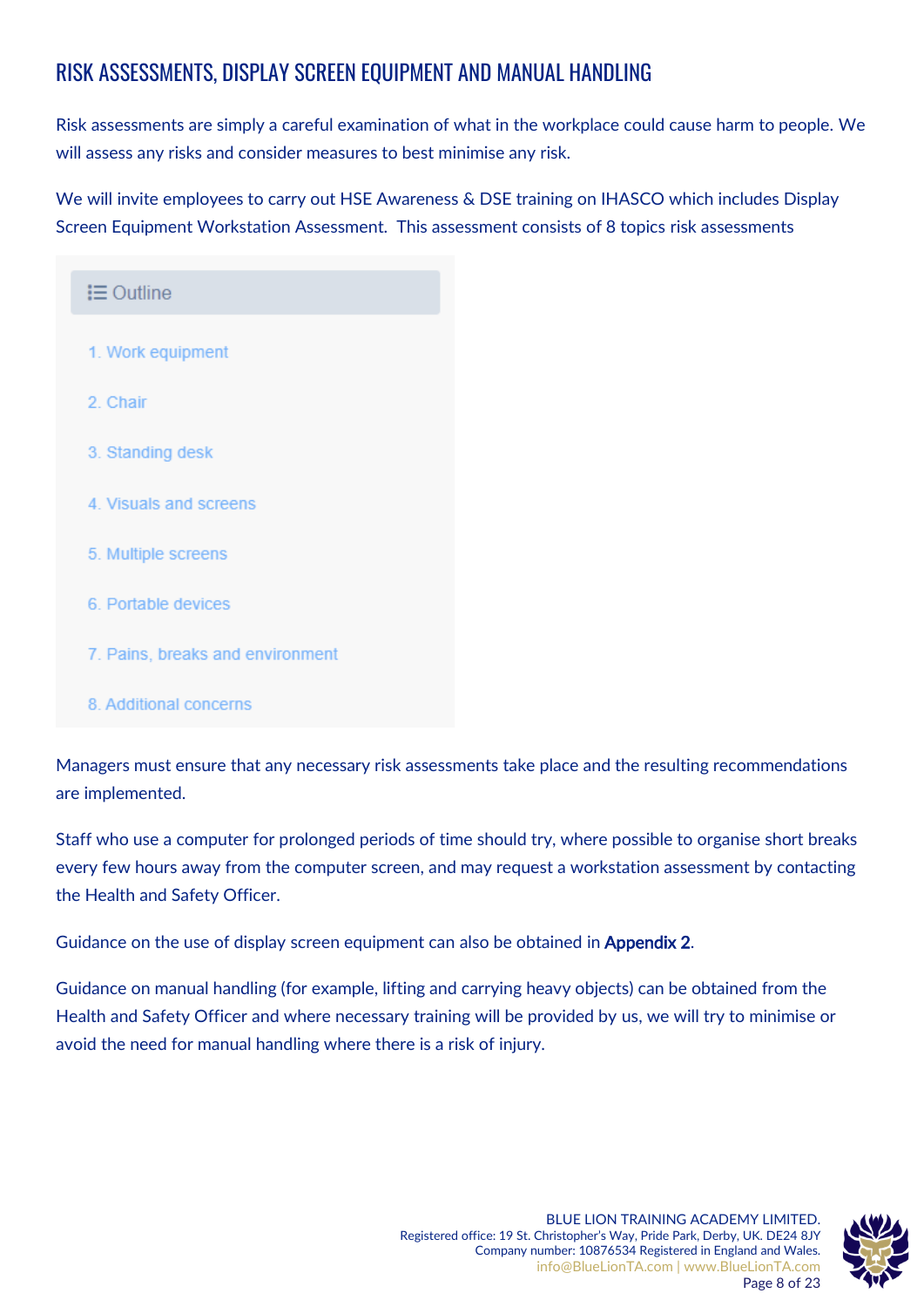## RISK ASSESSMENTS, DISPLAY SCREEN EQUIPMENT AND MANUAL HANDLING

Risk assessments are simply a careful examination of what in the workplace could cause harm to people. We will assess any risks and consider measures to best minimise any risk.

We will invite employees to carry out HSE Awareness & DSE training on IHASCO which includes Display Screen Equipment Workstation Assessment. This assessment consists of 8 topics risk assessments

**Outline**

1. Work equipment
2. Chair
3. Standing desk
4. Visuals and screens
5. Multiple screens
6. Portable devices
7. Pains, breaks and environment
8. Additional concerns

Managers must ensure that any necessary risk assessments take place and the resulting recommendations are implemented.

Staff who use a computer for prolonged periods of time should try, where possible to organise short breaks every few hours away from the computer screen, and may request a workstation assessment by contacting the Health and Safety Officer.

Guidance on the use of display screen equipment can also be obtained in **Appendix 2**.

Guidance on manual handling (for example, lifting and carrying heavy objects) can be obtained from the Health and Safety Officer and where necessary training will be provided by us, we will try to minimise or avoid the need for manual handling where there is a risk of injury.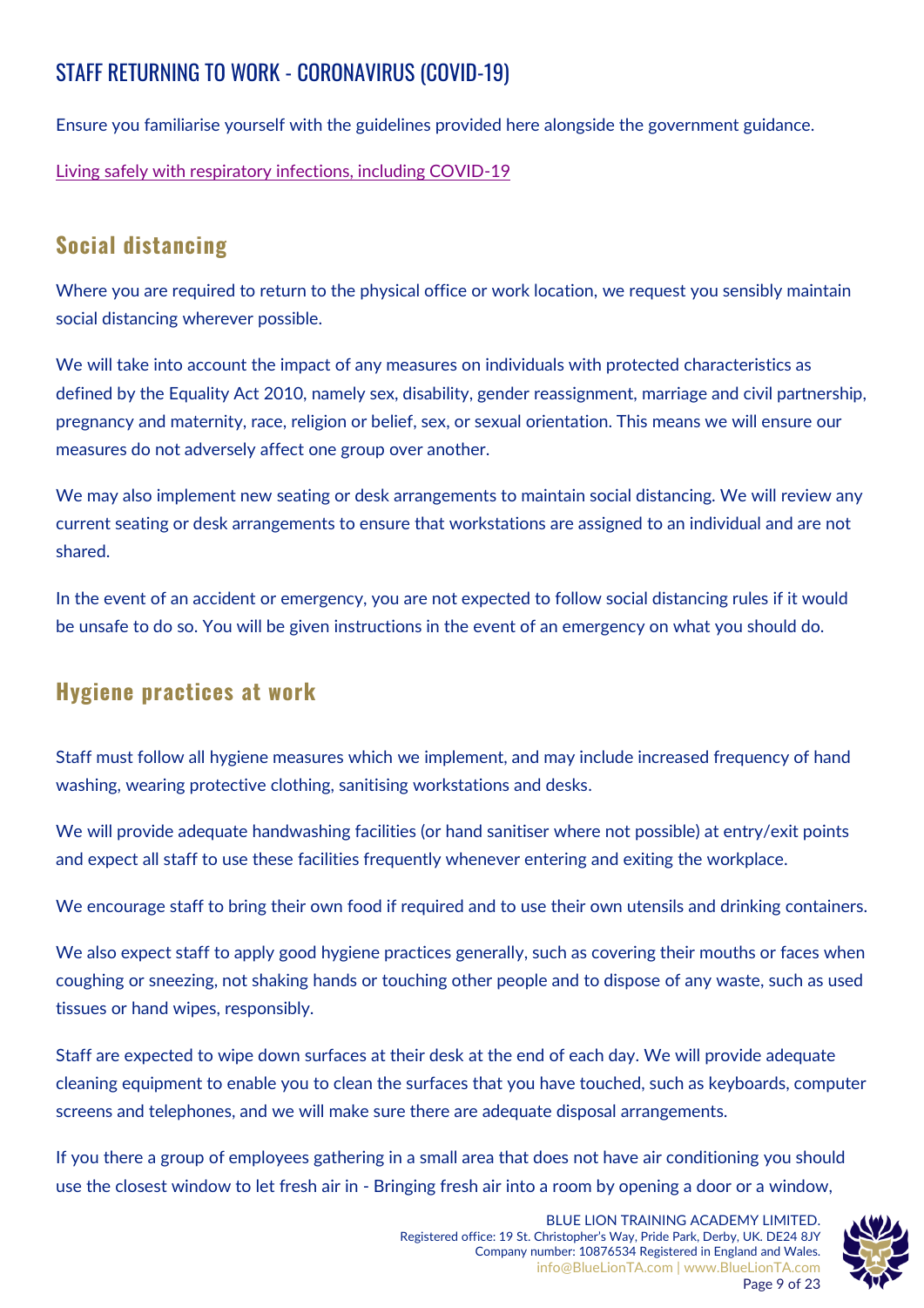## STAFF RETURNING TO WORK - CORONAVIRUS (COVID-19)

Ensure you familiarise yourself with the guidelines provided here alongside the government guidance.

Living safely with respiratory infections, including COVID-19

### Social distancing

Where you are required to return to the physical office or work location, we request you sensibly maintain social distancing wherever possible.

We will take into account the impact of any measures on individuals with protected characteristics as defined by the Equality Act 2010, namely sex, disability, gender reassignment, marriage and civil partnership, pregnancy and maternity, race, religion or belief, sex, or sexual orientation. This means we will ensure our measures do not adversely affect one group over another.

We may also implement new seating or desk arrangements to maintain social distancing. We will review any current seating or desk arrangements to ensure that workstations are assigned to an individual and are not shared.

In the event of an accident or emergency, you are not expected to follow social distancing rules if it would be unsafe to do so. You will be given instructions in the event of an emergency on what you should do.

### Hygiene practices at work

Staff must follow all hygiene measures which we implement, and may include increased frequency of hand washing, wearing protective clothing, sanitising workstations and desks.

We will provide adequate handwashing facilities (or hand sanitiser where not possible) at entry/exit points and expect all staff to use these facilities frequently whenever entering and exiting the workplace.

We encourage staff to bring their own food if required and to use their own utensils and drinking containers.

We also expect staff to apply good hygiene practices generally, such as covering their mouths or faces when coughing or sneezing, not shaking hands or touching other people and to dispose of any waste, such as used tissues or hand wipes, responsibly.

Staff are expected to wipe down surfaces at their desk at the end of each day. We will provide adequate cleaning equipment to enable you to clean the surfaces that you have touched, such as keyboards, computer screens and telephones, and we will make sure there are adequate disposal arrangements.

If you there a group of employees gathering in a small area that does not have air conditioning you should use the closest window to let fresh air in - Bringing fresh air into a room by opening a door or a window,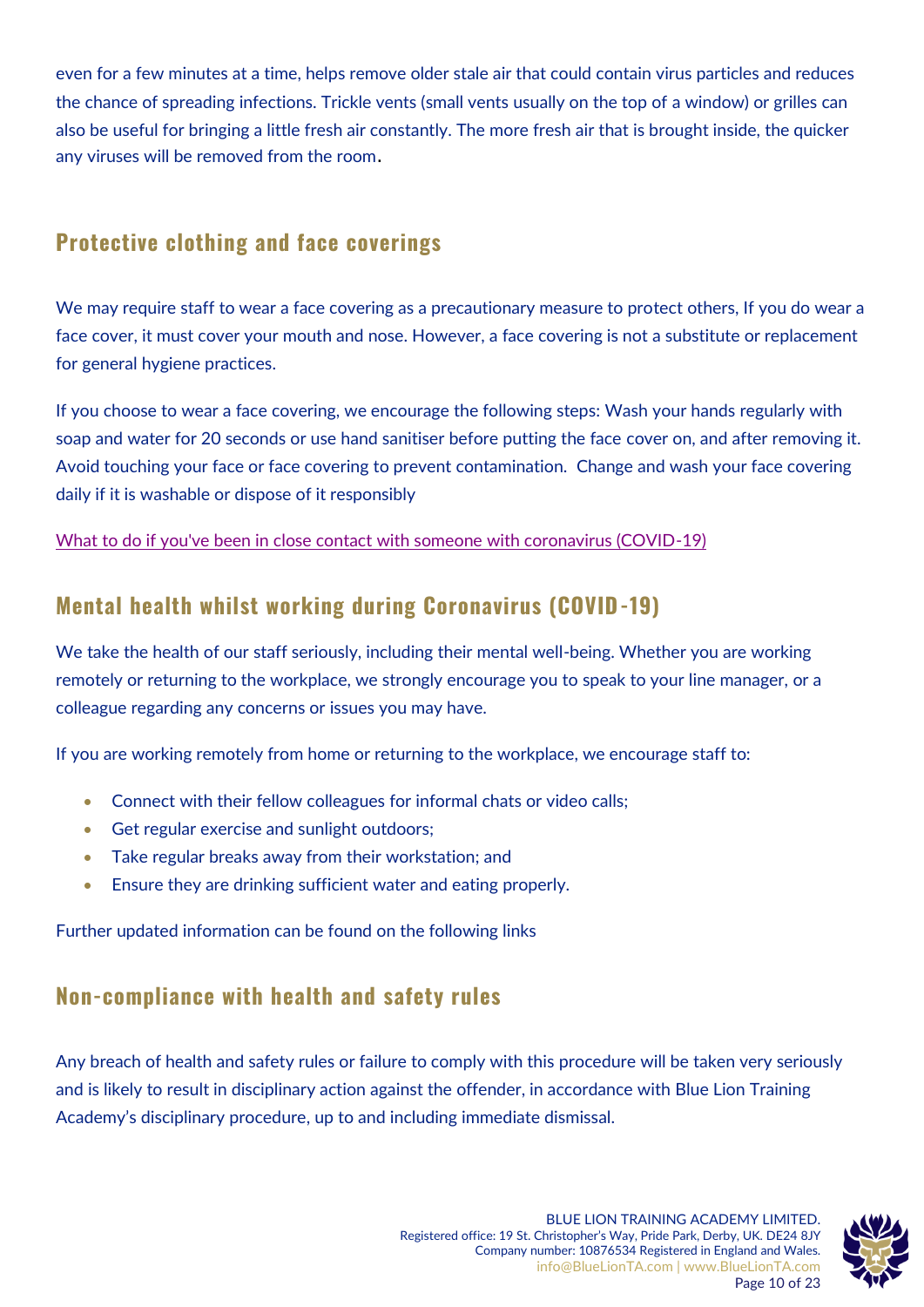even for a few minutes at a time, helps remove older stale air that could contain virus particles and reduces the chance of spreading infections. Trickle vents (small vents usually on the top of a window) or grilles can also be useful for bringing a little fresh air constantly. The more fresh air that is brought inside, the quicker any viruses will be removed from the room.

## Protective clothing and face coverings

We may require staff to wear a face covering as a precautionary measure to protect others, If you do wear a face cover, it must cover your mouth and nose. However, a face covering is not a substitute or replacement for general hygiene practices.

If you choose to wear a face covering, we encourage the following steps: Wash your hands regularly with soap and water for 20 seconds or use hand sanitiser before putting the face cover on, and after removing it. Avoid touching your face or face covering to prevent contamination. Change and wash your face covering daily if it is washable or dispose of it responsibly

What to do if you've been in close contact with someone with coronavirus (COVID-19)

## Mental health whilst working during Coronavirus (COVID-19)

We take the health of our staff seriously, including their mental well-being. Whether you are working remotely or returning to the workplace, we strongly encourage you to speak to your line manager, or a colleague regarding any concerns or issues you may have.

If you are working remotely from home or returning to the workplace, we encourage staff to:

- Connect with their fellow colleagues for informal chats or video calls;
- Get regular exercise and sunlight outdoors;
- Take regular breaks away from their workstation; and
- Ensure they are drinking sufficient water and eating properly.

Further updated information can be found on the following links

## Non-compliance with health and safety rules

Any breach of health and safety rules or failure to comply with this procedure will be taken very seriously and is likely to result in disciplinary action against the offender, in accordance with Blue Lion Training Academy's disciplinary procedure, up to and including immediate dismissal.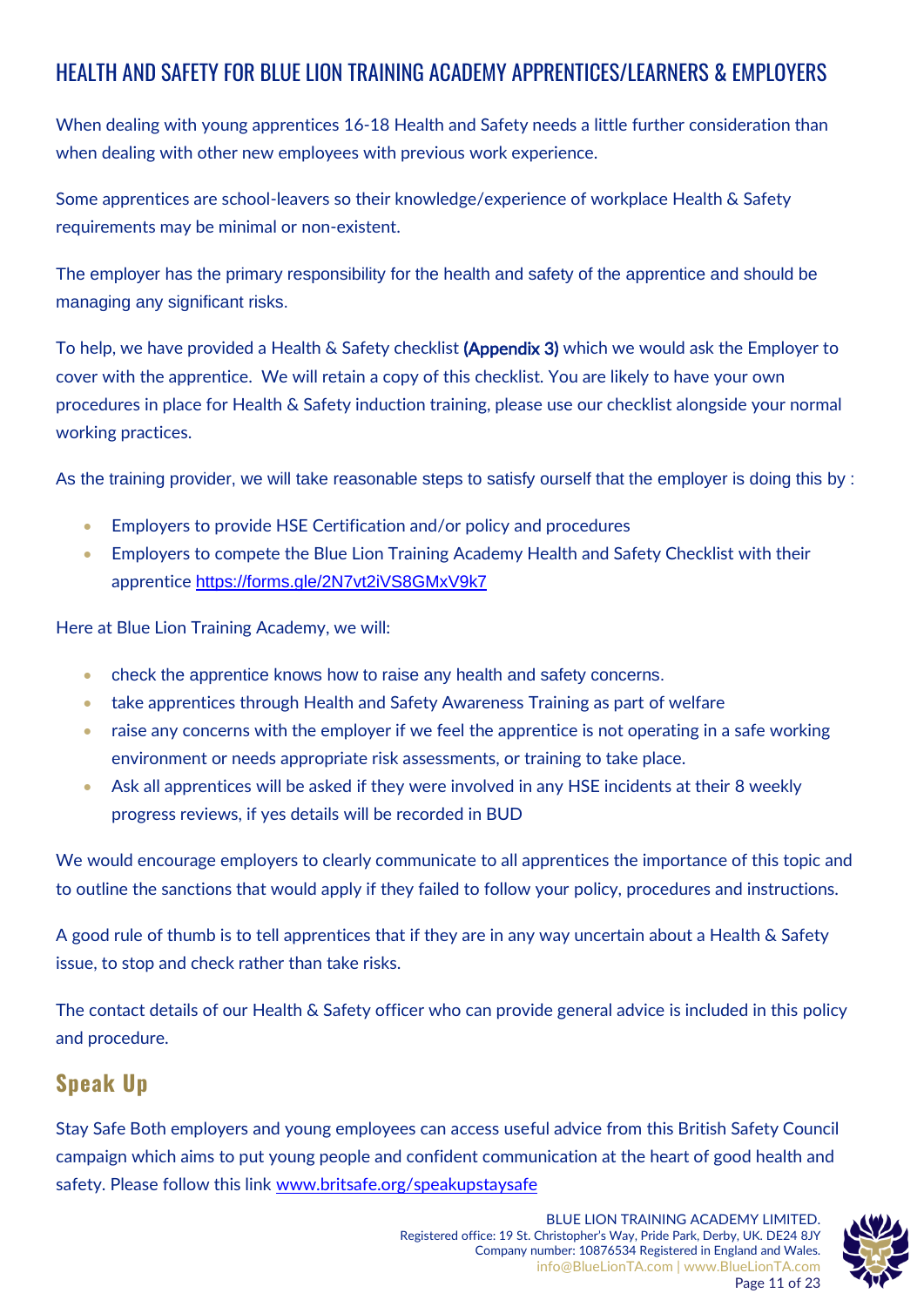## HEALTH AND SAFETY FOR BLUE LION TRAINING ACADEMY APPRENTICES/LEARNERS & EMPLOYERS

When dealing with young apprentices 16-18 Health and Safety needs a little further consideration than when dealing with other new employees with previous work experience.

Some apprentices are school-leavers so their knowledge/experience of workplace Health & Safety requirements may be minimal or non-existent.

The employer has the primary responsibility for the health and safety of the apprentice and should be managing any significant risks.

To help, we have provided a Health & Safety checklist **(Appendix 3)** which we would ask the Employer to cover with the apprentice. We will retain a copy of this checklist. You are likely to have your own procedures in place for Health & Safety induction training, please use our checklist alongside your normal working practices.

As the training provider, we will take reasonable steps to satisfy ourself that the employer is doing this by :

- Employers to provide HSE Certification and/or policy and procedures
- Employers to compete the Blue Lion Training Academy Health and Safety Checklist with their apprentice https://forms.gle/2N7vt2iVS8GMxV9k7

Here at Blue Lion Training Academy, we will:

- check the apprentice knows how to raise any health and safety concerns.
- take apprentices through Health and Safety Awareness Training as part of welfare
- raise any concerns with the employer if we feel the apprentice is not operating in a safe working environment or needs appropriate risk assessments, or training to take place.
- Ask all apprentices will be asked if they were involved in any HSE incidents at their 8 weekly progress reviews, if yes details will be recorded in BUD

We would encourage employers to clearly communicate to all apprentices the importance of this topic and to outline the sanctions that would apply if they failed to follow your policy, procedures and instructions.

A good rule of thumb is to tell apprentices that if they are in any way uncertain about a Health & Safety issue, to stop and check rather than take risks.

The contact details of our Health & Safety officer who can provide general advice is included in this policy and procedure.

### Speak Up

Stay Safe Both employers and young employees can access useful advice from this British Safety Council campaign which aims to put young people and confident communication at the heart of good health and safety. Please follow this link www.britsafe.org/speakupstaysafe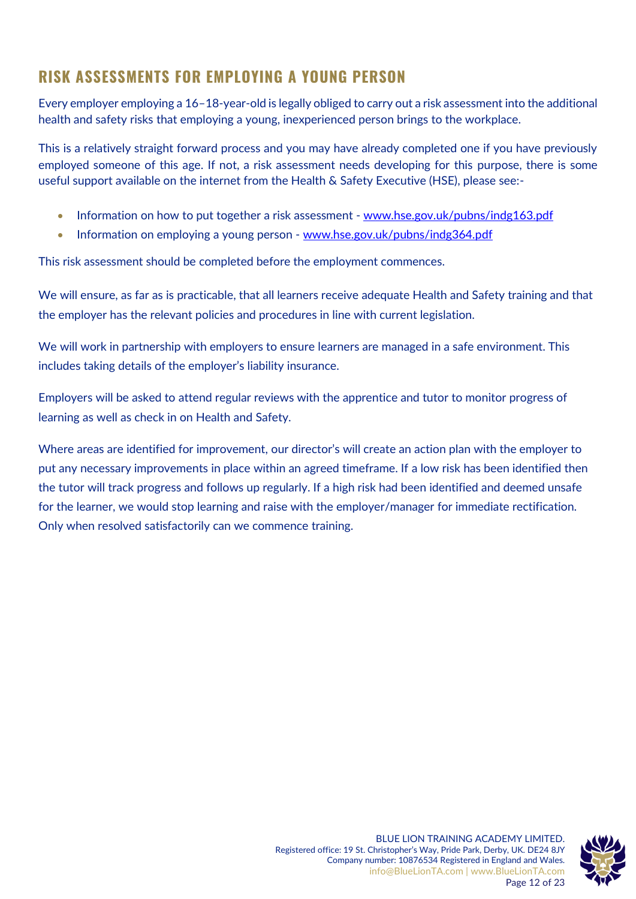## RISK ASSESSMENTS FOR EMPLOYING A YOUNG PERSON

Every employer employing a 16–18-year-old is legally obliged to carry out a risk assessment into the additional health and safety risks that employing a young, inexperienced person brings to the workplace.

This is a relatively straight forward process and you may have already completed one if you have previously employed someone of this age. If not, a risk assessment needs developing for this purpose, there is some useful support available on the internet from the Health & Safety Executive (HSE), please see:-

- Information on how to put together a risk assessment - [www.hse.gov.uk/pubns/indg163.pdf](http://www.hse.gov.uk/pubns/indg163.pdf)
- Information on employing a young person - [www.hse.gov.uk/pubns/indg364.pdf](http://www.hse.gov.uk/pubns/indg364.pdf)

This risk assessment should be completed before the employment commences.

We will ensure, as far as is practicable, that all learners receive adequate Health and Safety training and that the employer has the relevant policies and procedures in line with current legislation.

We will work in partnership with employers to ensure learners are managed in a safe environment. This includes taking details of the employer's liability insurance.

Employers will be asked to attend regular reviews with the apprentice and tutor to monitor progress of learning as well as check in on Health and Safety.

Where areas are identified for improvement, our director's will create an action plan with the employer to put any necessary improvements in place within an agreed timeframe. If a low risk has been identified then the tutor will track progress and follows up regularly. If a high risk had been identified and deemed unsafe for the learner, we would stop learning and raise with the employer/manager for immediate rectification. Only when resolved satisfactorily can we commence training.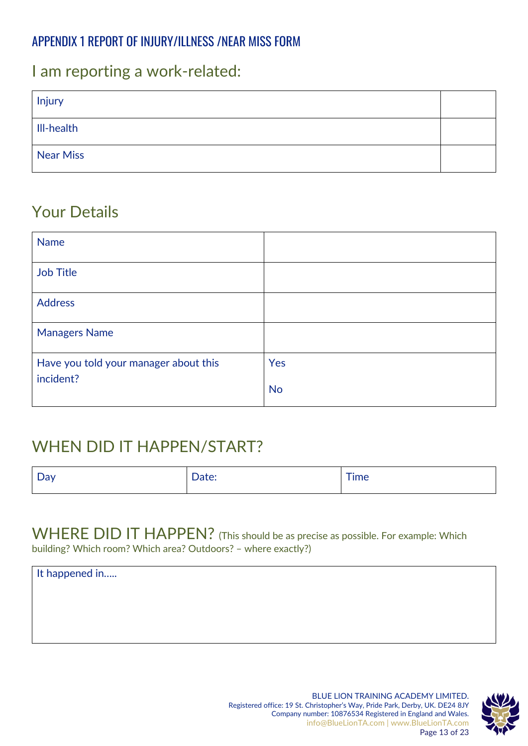# APPENDIX 1 REPORT OF INJURY/ILLNESS /NEAR MISS FORM

## I am reporting a work-related:

| | |
|---|---|
| Injury | |
| Ill-health | |
| Near Miss | |

## Your Details

| | |
|---|---|
| Name | |
| Job Title | |
| Address | |
| Managers Name | |
| Have you told your manager about this incident? | Yes<br><br>No |

## WHEN DID IT HAPPEN/START?

| Day | Date: | Time |
|---|---|---|

## WHERE DID IT HAPPEN? (This should be as precise as possible. For example: Which building? Which room? Which area? Outdoors? – where exactly?)

| It happened in….. |
|---|
| |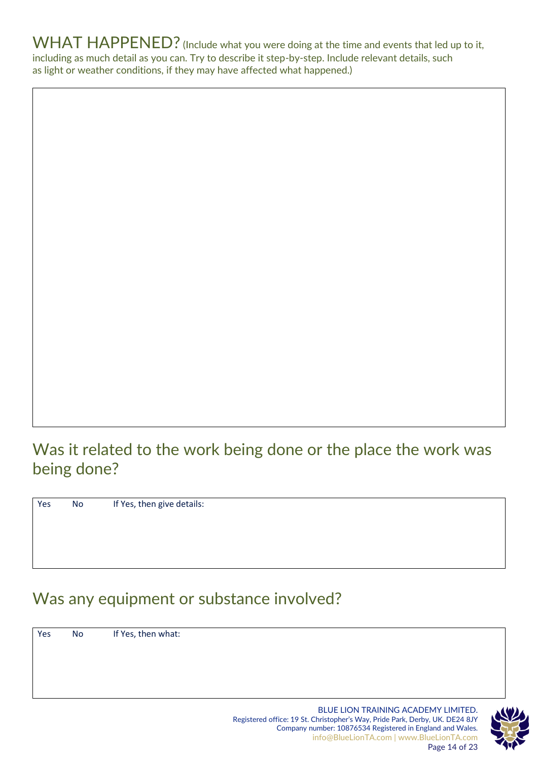## WHAT HAPPENED? (Include what you were doing at the time and events that led up to it, including as much detail as you can. Try to describe it step-by-step. Include relevant details, such as light or weather conditions, if they may have affected what happened.)

| |
|---|
| |

## Was it related to the work being done or the place the work was being done?

| Yes | No | If Yes, then give details: |
|---|---|---|
| | | |

## Was any equipment or substance involved?

| Yes | No | If Yes, then what: |
|---|---|---|
| | | |

BLUE LION TRAINING ACADEMY LIMITED.
Registered office: 19 St. Christopher's Way, Pride Park, Derby, UK. DE24 8JY
Company number: 10876534 Registered in England and Wales.
info@BlueLionTA.com | www.BlueLionTA.com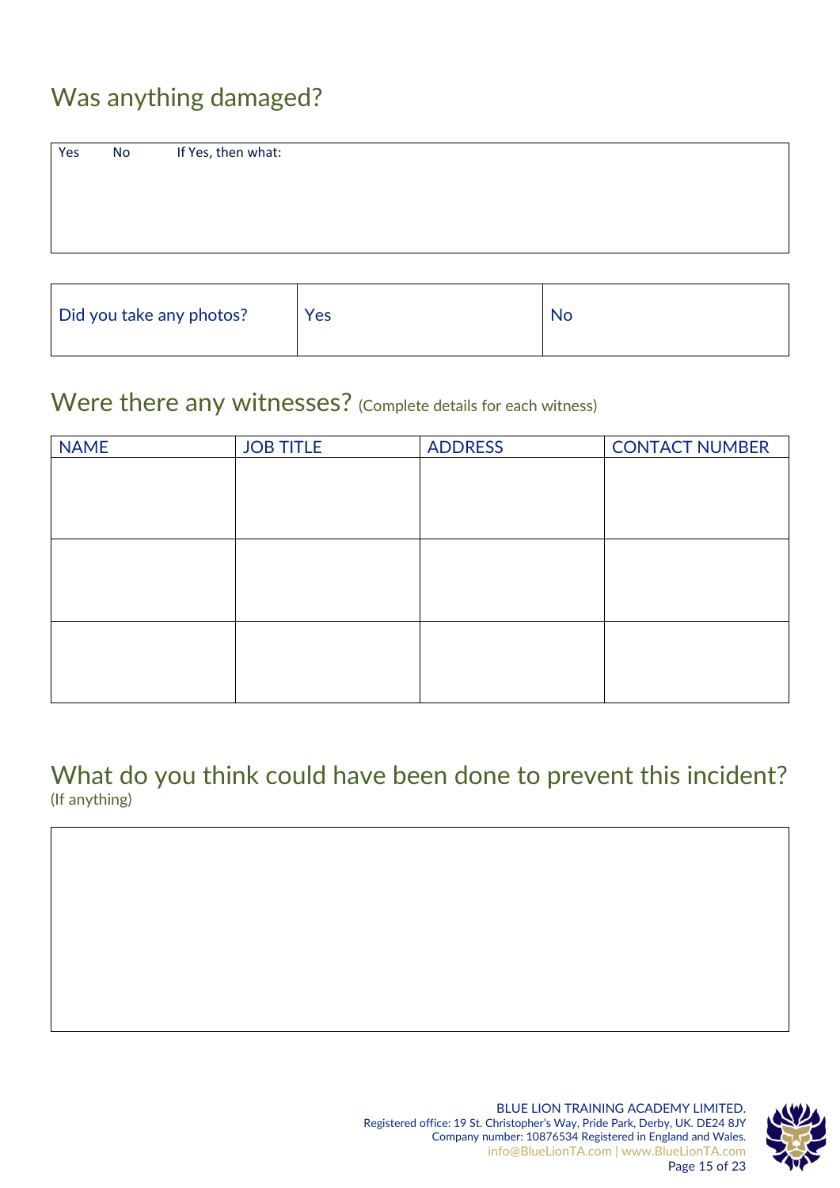## Was anything damaged?

| Yes | No | If Yes, then what: |
| --- | --- | --- |
| | | |

| Did you take any photos? | Yes | No |
| --- | --- | --- |

## Were there any witnesses? (Complete details for each witness)

| NAME | JOB TITLE | ADDRESS | CONTACT NUMBER |
| --- | --- | --- | --- |
| | | | |
| | | | |
| | | | |

## What do you think could have been done to prevent this incident?
(If anything)

| |
| --- |
| |

BLUE LION TRAINING ACADEMY LIMITED.
Registered office: 19 St. Christopher's Way, Pride Park, Derby, UK. DE24 8JY
Company number: 10876534 Registered in England and Wales.
info@BlueLionTA.com | www.BlueLionTA.com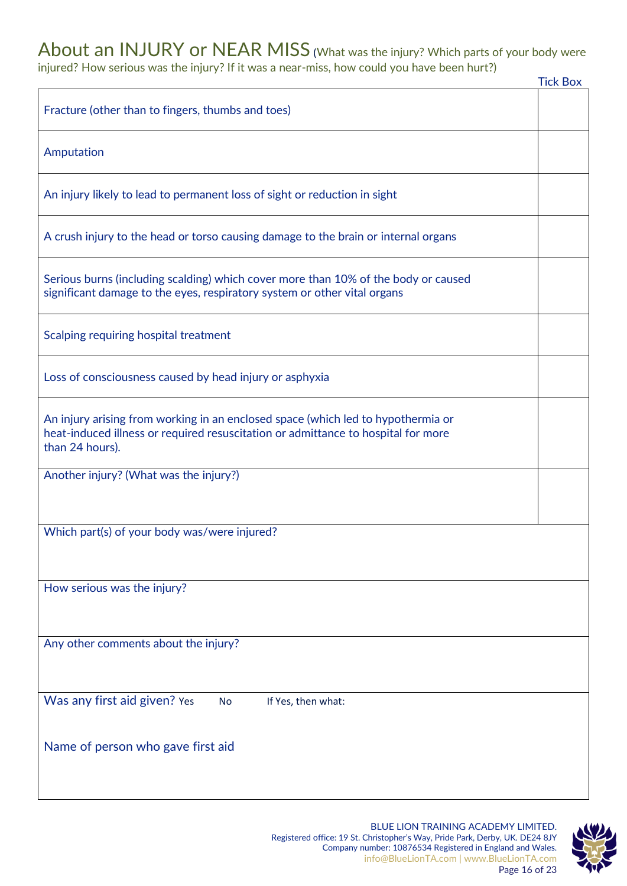## About an INJURY or NEAR MISS (What was the injury? Which parts of your body were injured? How serious was the injury? If it was a near-miss, how could you have been hurt?)

| | Tick Box |
|---|---|
| Fracture (other than to fingers, thumbs and toes) | |
| Amputation | |
| An injury likely to lead to permanent loss of sight or reduction in sight | |
| A crush injury to the head or torso causing damage to the brain or internal organs | |
| Serious burns (including scalding) which cover more than 10% of the body or caused significant damage to the eyes, respiratory system or other vital organs | |
| Scalping requiring hospital treatment | |
| Loss of consciousness caused by head injury or asphyxia | |
| An injury arising from working in an enclosed space (which led to hypothermia or heat-induced illness or required resuscitation or admittance to hospital for more than 24 hours). | |
| Another injury? (What was the injury?) | |

Which part(s) of your body was/were injured?

How serious was the injury?

Any other comments about the injury?

Was any first aid given? Yes No If Yes, then what:

Name of person who gave first aid

BLUE LION TRAINING ACADEMY LIMITED.
Registered office: 19 St. Christopher's Way, Pride Park, Derby, UK. DE24 8JY
Company number: 10876534 Registered in England and Wales.
info@BlueLionTA.com | www.BlueLionTA.com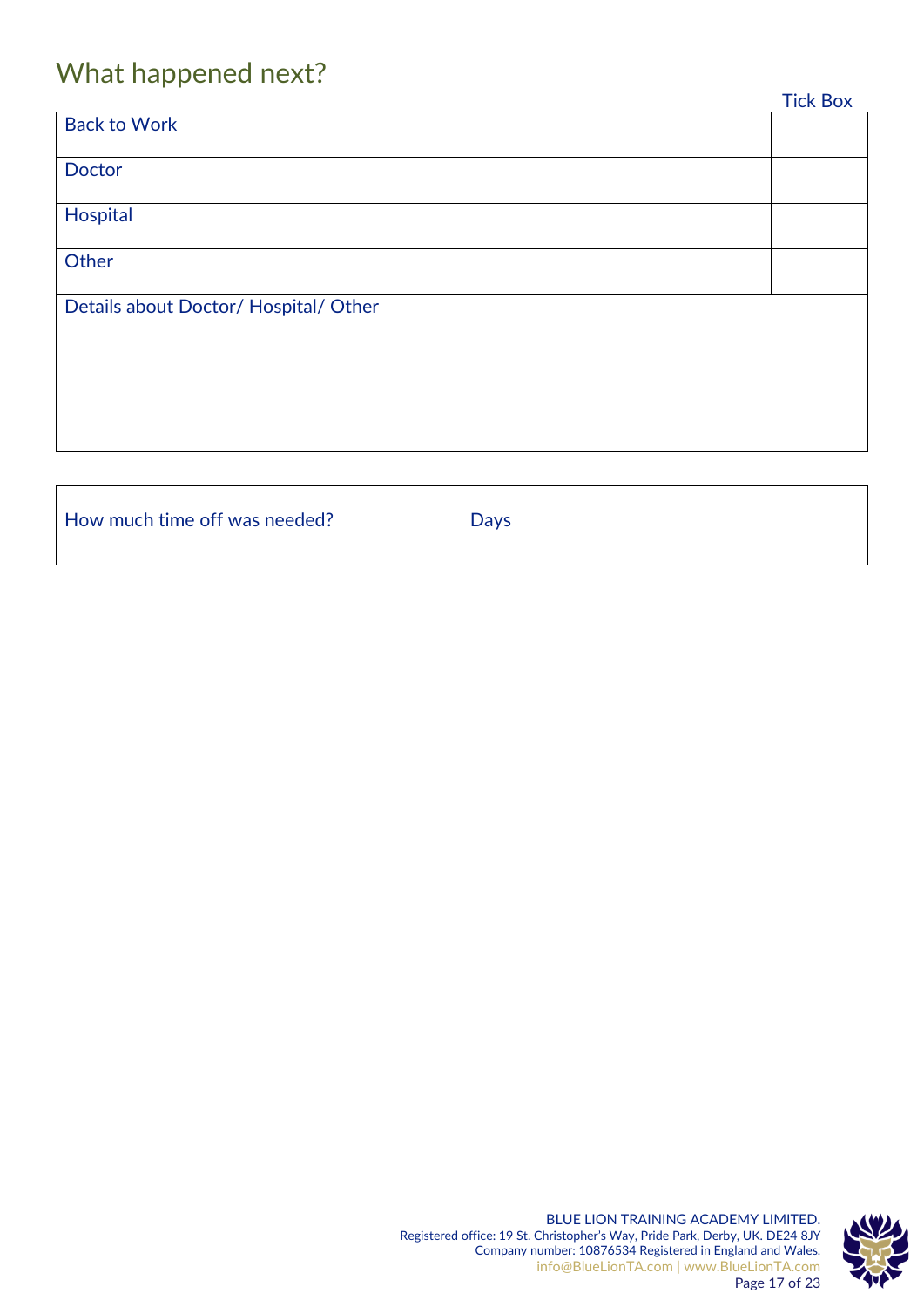## What happened next?

| | Tick Box |
|---|---|
| Back to Work | |
| Doctor | |
| Hospital | |
| Other | |
| Details about Doctor/ Hospital/ Other | |

| How much time off was needed? | Days |
|---|---|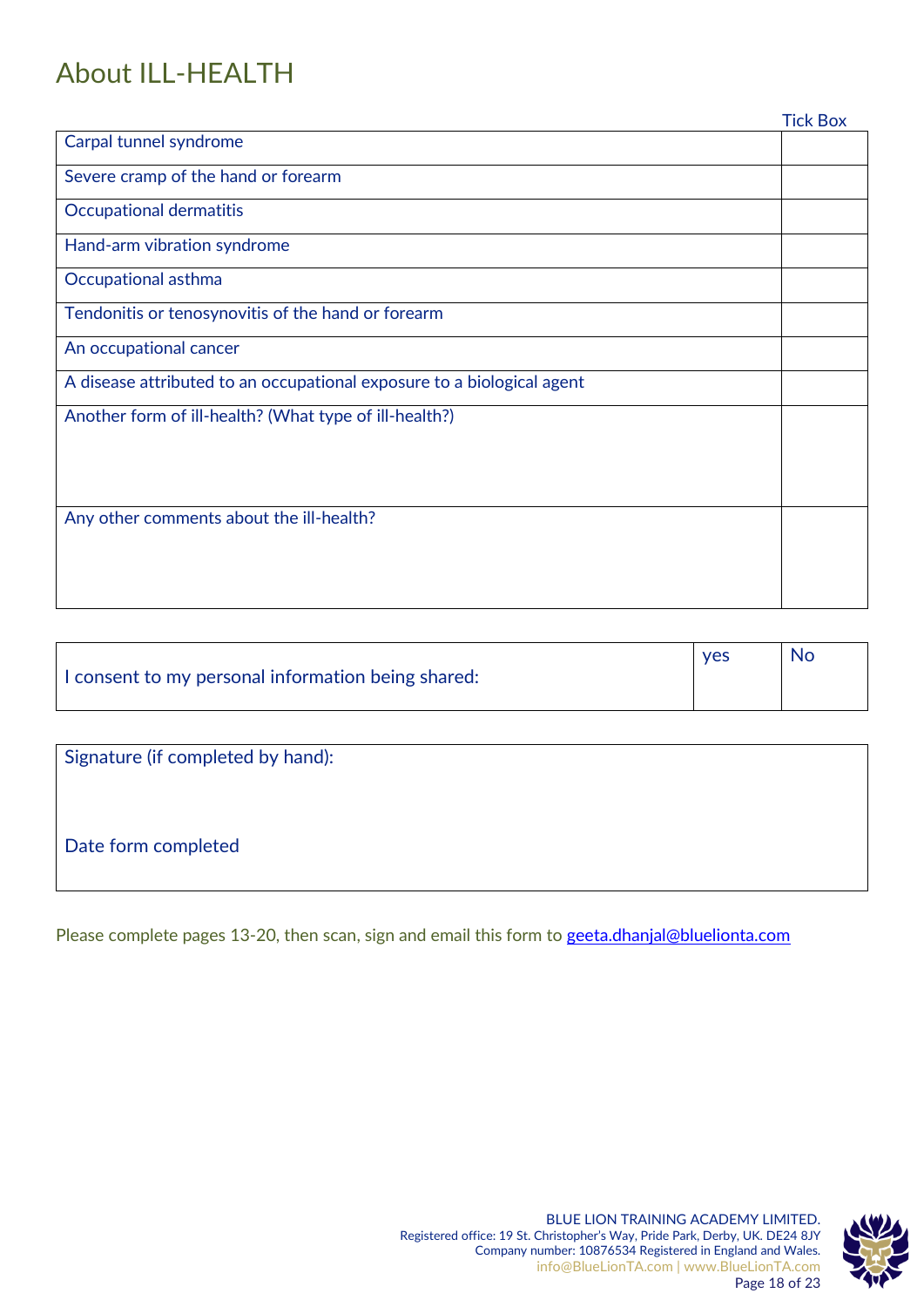# About ILL-HEALTH

| | Tick Box |
|---|---|
| Carpal tunnel syndrome | |
| Severe cramp of the hand or forearm | |
| Occupational dermatitis | |
| Hand-arm vibration syndrome | |
| Occupational asthma | |
| Tendonitis or tenosynovitis of the hand or forearm | |
| An occupational cancer | |
| A disease attributed to an occupational exposure to a biological agent | |
| Another form of ill-health? (What type of ill-health?) | |
| Any other comments about the ill-health? | |

| | yes | No |
|---|---|---|
| I consent to my personal information being shared: | | |

| |
|---|
| Signature (if completed by hand): |
| Date form completed |

Please complete pages 13-20, then scan, sign and email this form to geeta.dhanjal@bluelionta.com

BLUE LION TRAINING ACADEMY LIMITED.
Registered office: 19 St. Christopher's Way, Pride Park, Derby, UK. DE24 8JY
Company number: 10876534 Registered in England and Wales.
info@BlueLionTA.com | www.BlueLionTA.com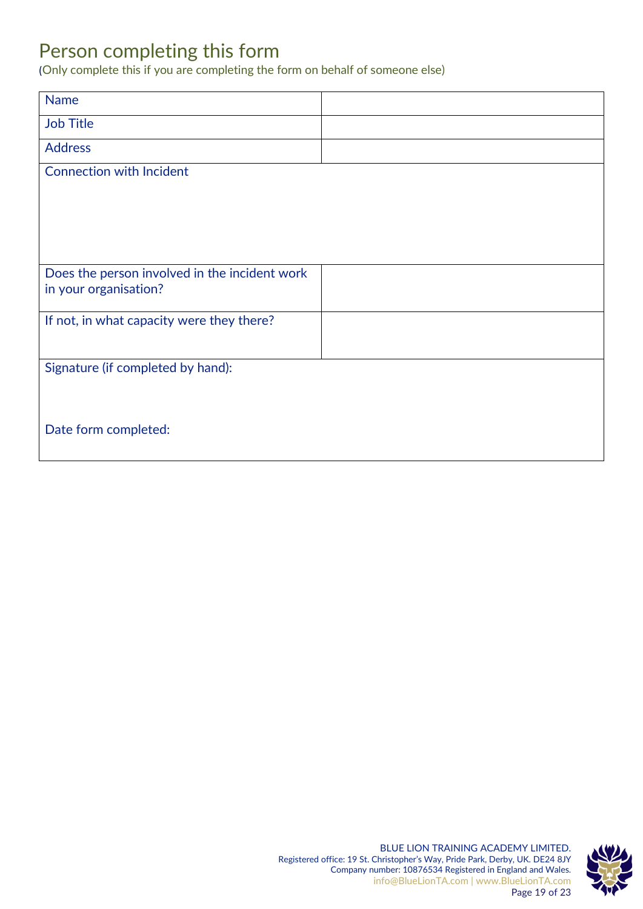# Person completing this form

(Only complete this if you are completing the form on behalf of someone else)

| Name | |
| --- | --- |
| Job Title | |
| Address | |
| Connection with Incident | |
| Does the person involved in the incident work in your organisation? | |
| If not, in what capacity were they there? | |
| Signature (if completed by hand): | |
| Date form completed: | |

BLUE LION TRAINING ACADEMY LIMITED.
Registered office: 19 St. Christopher's Way, Pride Park, Derby, UK. DE24 8JY
Company number: 10876534 Registered in England and Wales.
info@BlueLionTA.com | www.BlueLionTA.com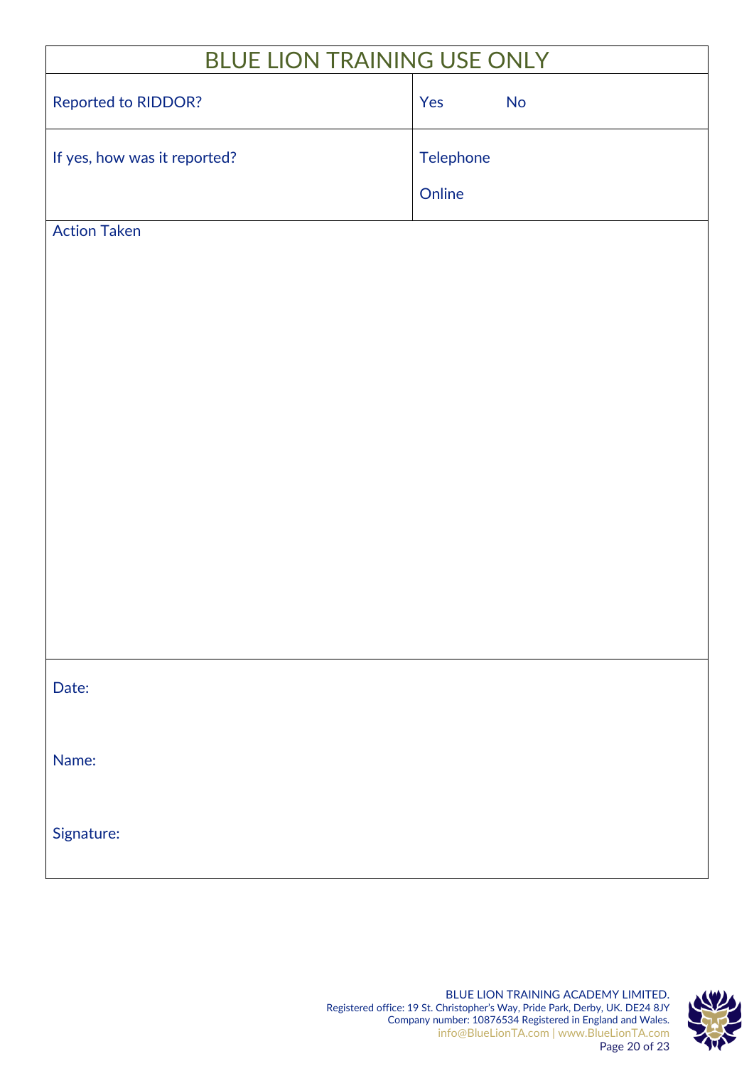| BLUE LION TRAINING USE ONLY | |
|---|---|
| Reported to RIDDOR? | Yes No |
| If yes, how was it reported? | Telephone<br>Online |
| Action Taken | |
| Date:<br><br>Name:<br><br>Signature: | |

BLUE LION TRAINING ACADEMY LIMITED.
Registered office: 19 St. Christopher's Way, Pride Park, Derby, UK. DE24 8JY
Company number: 10876534 Registered in England and Wales.
info@BlueLionTA.com | www.BlueLionTA.com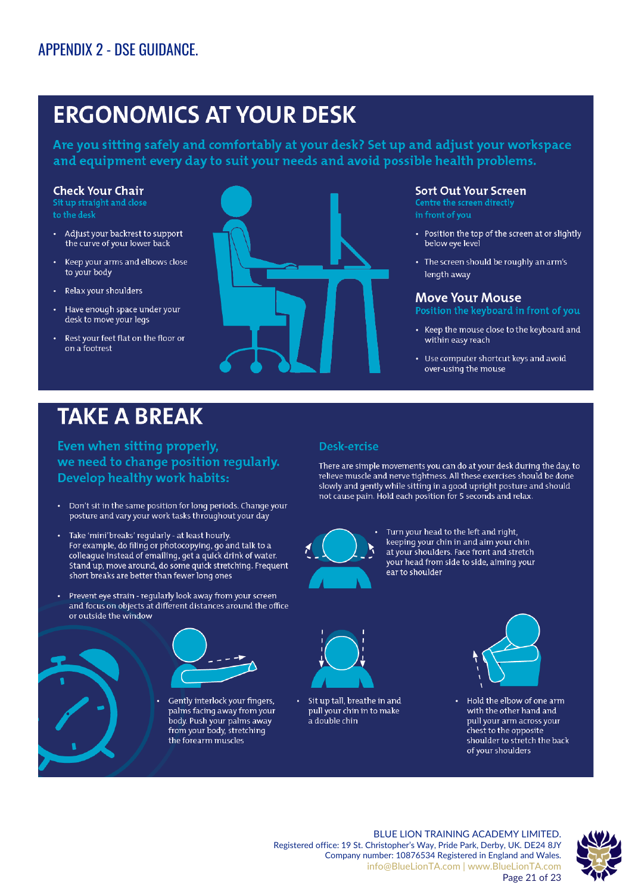# APPENDIX 2 - DSE GUIDANCE.

## ERGONOMICS AT YOUR DESK

**Are you sitting safely and comfortably at your desk? Set up and adjust your workspace and equipment every day to suit your needs and avoid possible health problems.**

### Check Your Chair

Sit up straight and close to the desk

- Adjust your backrest to support the curve of your lower back
- Keep your arms and elbows close to your body
- Relax your shoulders
- Have enough space under your desk to move your legs
- Rest your feet flat on the floor or on a footrest

### Sort Out Your Screen

Centre the screen directly in front of you

- Position the top of the screen at or slightly below eye level
- The screen should be roughly an arm's length away

### Move Your Mouse

Position the keyboard in front of you

- Keep the mouse close to the keyboard and within easy reach
- Use computer shortcut keys and avoid over-using the mouse

## TAKE A BREAK

**Even when sitting properly, we need to change position regularly. Develop healthy work habits:**

- Don't sit in the same position for long periods. Change your posture and vary your work tasks throughout your day
- Take 'mini'breaks' regularly - at least hourly. For example, do filing or photocopying, go and talk to a colleague instead of emailing, get a quick drink of water. Stand up, move around, do some quick stretching. Frequent short breaks are better than fewer long ones
- Prevent eye strain - regularly look away from your screen and focus on objects at different distances around the office or outside the window

### Desk-ercise

There are simple movements you can do at your desk during the day, to relieve muscle and nerve tightness. All these exercises should be done slowly and gently while sitting in a good upright posture and should not cause pain. Hold each position for 5 seconds and relax.

- Turn your head to the left and right, keeping your chin in and aim your chin at your shoulders. Face front and stretch your head from side to side, aiming your ear to shoulder
- Gently interlock your fingers, palms facing away from your body. Push your palms away from your body, stretching the forearm muscles
- Sit up tall, breathe in and pull your chin in to make a double chin
- Hold the elbow of one arm with the other hand and pull your arm across your chest to the opposite shoulder to stretch the back of your shoulders

BLUE LION TRAINING ACADEMY LIMITED.
Registered office: 19 St. Christopher's Way, Pride Park, Derby, UK. DE24 8JY
Company number: 10876534 Registered in England and Wales.
info@BlueLionTA.com | www.BlueLionTA.com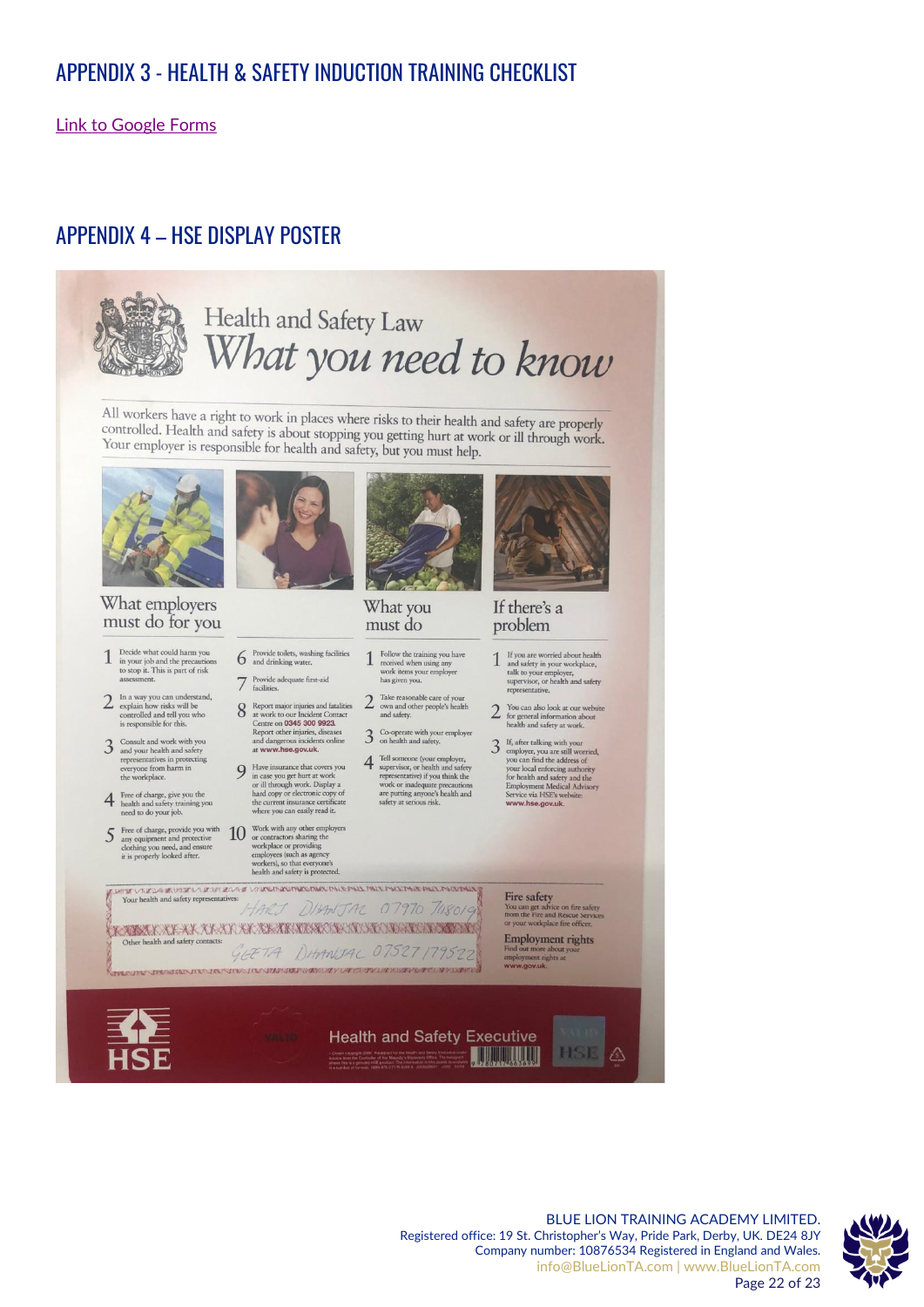## APPENDIX 3 - HEALTH & SAFETY INDUCTION TRAINING CHECKLIST

Link to Google Forms

## APPENDIX 4 – HSE DISPLAY POSTER

# Health and Safety Law
## What you need to know

All workers have a right to work in places where risks to their health and safety are properly controlled. Health and safety is about stopping you getting hurt at work or ill through work. Your employer is responsible for health and safety, but you must help.

### What employers must do for you

1. Decide what could harm you in your job and the precautions to stop it. This is part of risk assessment.
2. In a way you can understand, explain how risks will be controlled and tell you who is responsible for this.
3. Consult and work with you and your health and safety representatives in protecting everyone from harm in the workplace.
4. Free of charge, give you the health and safety training you need to do your job.
5. Free of charge, provide you with any equipment and protective clothing you need, and ensure it is properly looked after.
6. Provide toilets, washing facilities and drinking water.
7. Provide adequate first-aid facilities.
8. Report major injuries and fatalities at work to our Incident Contact Centre on **0345 300 9923**. Report other injuries, diseases and dangerous incidents online at **www.hse.gov.uk**.
9. Have insurance that covers you in case you get hurt at work or ill through work. Display a hard copy or electronic copy of the current insurance certificate where you can easily read it.
10. Work with any other employers or contractors sharing the workplace or providing employees (such as agency workers), so that everyone's health and safety is protected.

### What you must do

1. Follow the training you have received when using any work items your employer has given you.
2. Take reasonable care of your own and other people's health and safety.
3. Co-operate with your employer on health and safety.
4. Tell someone (your employer, supervisor, or health and safety representative) if you think the work or inadequate precautions are putting anyone's health and safety at serious risk.

### If there's a problem

1. If you are worried about health and safety in your workplace, talk to your employer, supervisor, or health and safety representative.
2. You can also look at our website for general information about health and safety at work.
3. If, after talking with your employer, you are still worried, you can find the address of your local enforcing authority for health and safety and the Employment Medical Advisory Service via HSE's website: **www.hse.gov.uk**.

Your health and safety representatives: HARJ DHANJAL 07970 748019

Other health and safety contacts: GEETA DHANJAL 07527 179522

**Fire safety**
You can get advice on fire safety from the Fire and Rescue Services or your workplace fire officer.

**Employment rights**
Find out more about your employment rights at **www.gov.uk**.

HSE — Health and Safety Executive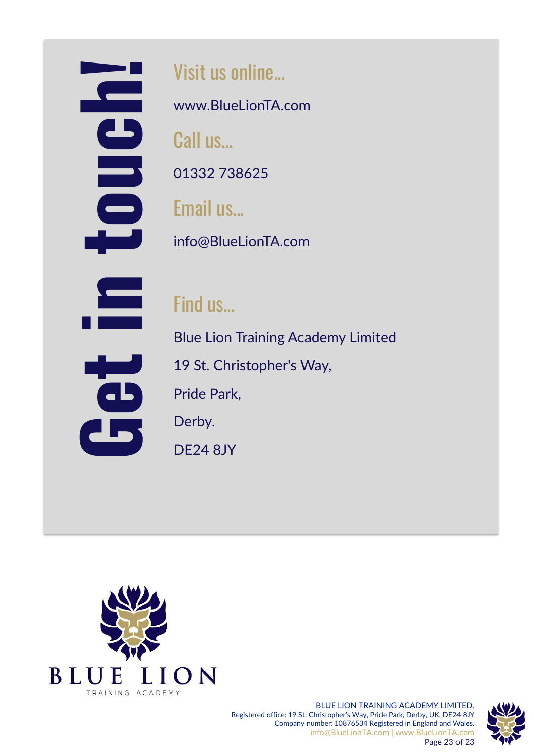# Get in touch!

## Visit us online...

www.BlueLionTA.com

## Call us...

01332 738625

## Email us...

info@BlueLionTA.com

## Find us...

Blue Lion Training Academy Limited

19 St. Christopher's Way,

Pride Park,

Derby.

DE24 8JY

BLUE LION
TRAINING ACADEMY

BLUE LION TRAINING ACADEMY LIMITED.
Registered office: 19 St. Christopher's Way, Pride Park, Derby, UK. DE24 8JY
Company number: 10876534 Registered in England and Wales.
info@BlueLionTA.com | www.BlueLionTA.com